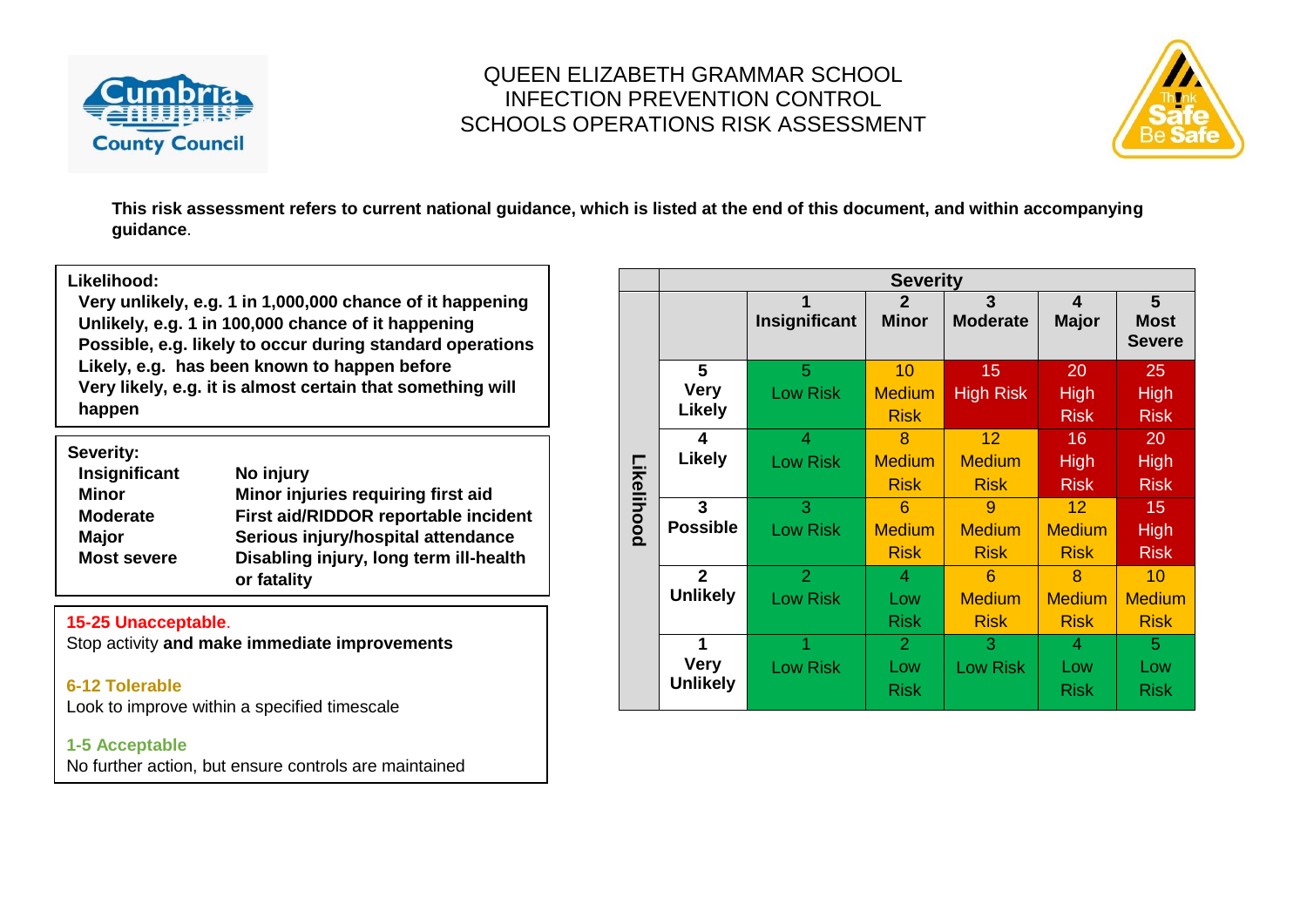# QUEEN ELIZABETH GRAMMAR SCHOOL
# INFECTION PREVENTION CONTROL
# SCHOOLS OPERATIONS RISK ASSESSMENT

**This risk assessment refers to current national guidance, which is listed at the end of this document, and within accompanying guidance**.

**Likelihood:**

- **Very unlikely, e.g. 1 in 1,000,000 chance of it happening**
- **Unlikely, e.g. 1 in 100,000 chance of it happening**
- **Possible, e.g. likely to occur during standard operations**
- **Likely, e.g. has been known to happen before**
- **Very likely, e.g. it is almost certain that something will happen**

**Severity:**

| | |
|---|---|
| **Insignificant** | **No injury** |
| **Minor** | **Minor injuries requiring first aid** |
| **Moderate** | **First aid/RIDDOR reportable incident** |
| **Major** | **Serious injury/hospital attendance** |
| **Most severe** | **Disabling injury, long term ill-health or fatality** |

**15-25 Unacceptable**.
Stop activity **and make immediate improvements**

**6-12 Tolerable**
Look to improve within a specified timescale

**1-5 Acceptable**
No further action, but ensure controls are maintained

| | | **Severity** | | | | |
|---|---|---|---|---|---|---|
| | | **1 Insignificant** | **2 Minor** | **3 Moderate** | **4 Major** | **5 Most Severe** |
| **Likelihood** | **5 Very Likely** | 5 Low Risk | 10 Medium Risk | 15 High Risk | 20 High Risk | 25 High Risk |
| | **4 Likely** | 4 Low Risk | 8 Medium Risk | 12 Medium Risk | 16 High Risk | 20 High Risk |
| | **3 Possible** | 3 Low Risk | 6 Medium Risk | 9 Medium Risk | 12 Medium Risk | 15 High Risk |
| | **2 Unlikely** | 2 Low Risk | 4 Low Risk | 6 Medium Risk | 8 Medium Risk | 10 Medium Risk |
| | **1 Very Unlikely** | 1 Low Risk | 2 Low Risk | 3 Low Risk | 4 Low Risk | 5 Low Risk |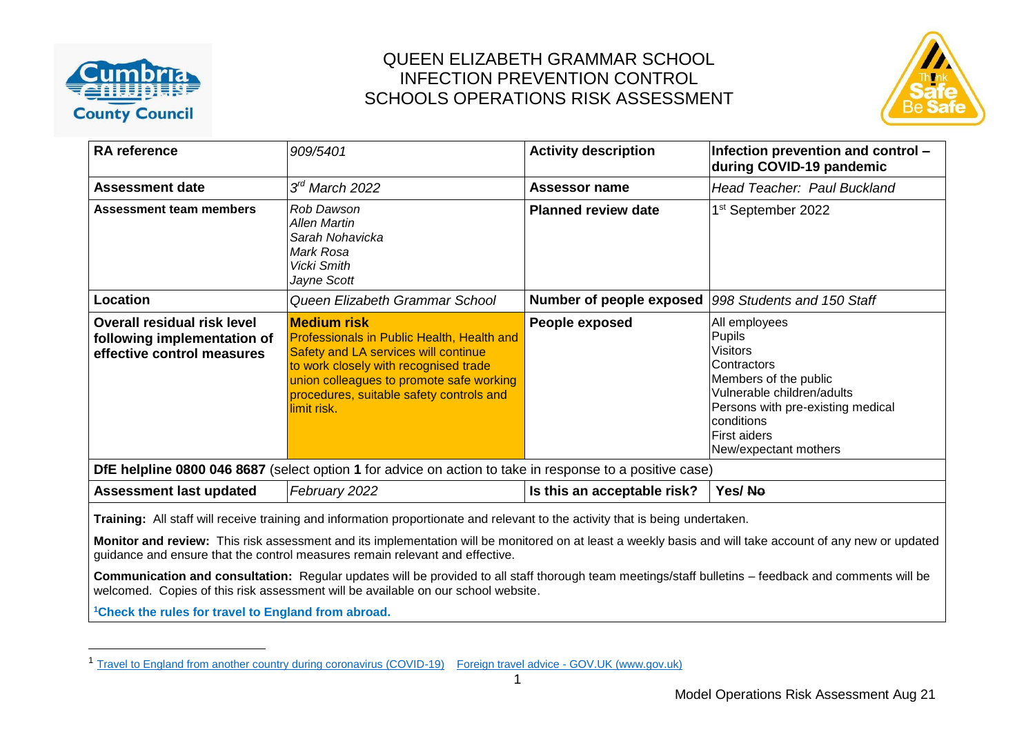# QUEEN ELIZABETH GRAMMAR SCHOOL
## INFECTION PREVENTION CONTROL
## SCHOOLS OPERATIONS RISK ASSESSMENT

| **RA reference** | *909/5401* | **Activity description** | **Infection prevention and control – during COVID-19 pandemic** |
|---|---|---|---|
| **Assessment date** | *3rd March 2022* | **Assessor name** | *Head Teacher: Paul Buckland* |
| **Assessment team members** | *Rob Dawson*<br>*Allen Martin*<br>*Sarah Nohavicka*<br>*Mark Rosa*<br>*Vicki Smith*<br>*Jayne Scott* | **Planned review date** | 1st September 2022 |
| **Location** | *Queen Elizabeth Grammar School* | **Number of people exposed** | *998 Students and 150 Staff* |
| **Overall residual risk level following implementation of effective control measures** | **Medium risk**<br>Professionals in Public Health, Health and Safety and LA services will continue to work closely with recognised trade union colleagues to promote safe working procedures, suitable safety controls and limit risk. | **People exposed** | All employees<br>Pupils<br>Visitors<br>Contractors<br>Members of the public<br>Vulnerable children/adults<br>Persons with pre-existing medical conditions<br>First aiders<br>New/expectant mothers |
| **DfE helpline 0800 046 8687** (select option **1** for advice on action to take in response to a positive case) | | | |
| **Assessment last updated** | *February 2022* | **Is this an acceptable risk?** | **Yes/ ~~No~~** |

**Training:** All staff will receive training and information proportionate and relevant to the activity that is being undertaken.

**Monitor and review:** This risk assessment and its implementation will be monitored on at least a weekly basis and will take account of any new or updated guidance and ensure that the control measures remain relevant and effective.

**Communication and consultation:** Regular updates will be provided to all staff thorough team meetings/staff bulletins – feedback and comments will be welcomed. Copies of this risk assessment will be available on our school website.

**[1]Check the rules for travel to England from abroad.**

[1] Travel to England from another country during coronavirus (COVID-19) Foreign travel advice - GOV.UK (www.gov.uk)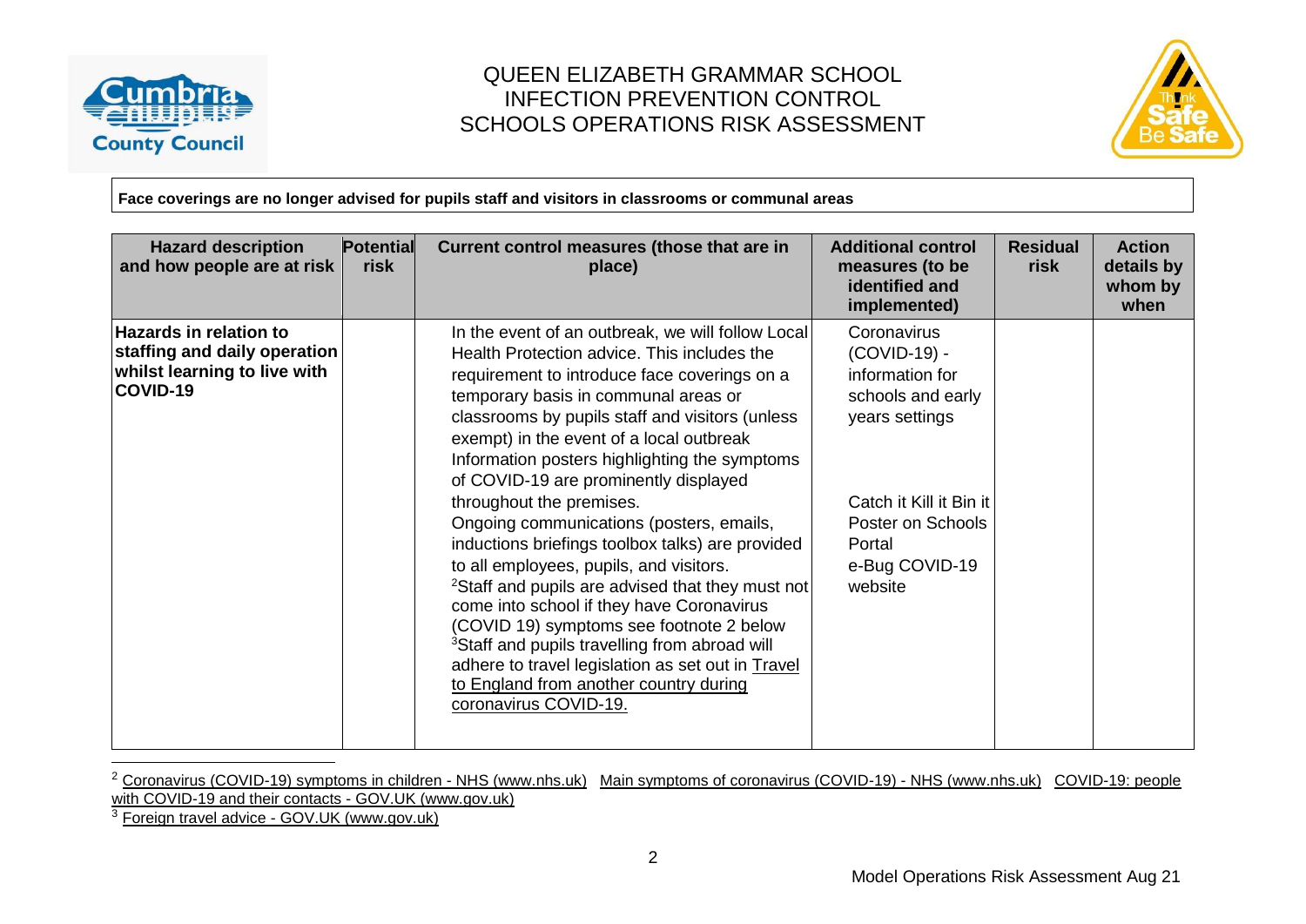# QUEEN ELIZABETH GRAMMAR SCHOOL
# INFECTION PREVENTION CONTROL
# SCHOOLS OPERATIONS RISK ASSESSMENT

**Face coverings are no longer advised for pupils staff and visitors in classrooms or communal areas**

| Hazard description and how people are at risk | Potential risk | Current control measures (those that are in place) | Additional control measures (to be identified and implemented) | Residual risk | Action details by whom by when |
|---|---|---|---|---|---|
| **Hazards in relation to staffing and daily operation whilst learning to live with COVID-19** | | In the event of an outbreak, we will follow Local Health Protection advice. This includes the requirement to introduce face coverings on a temporary basis in communal areas or classrooms by pupils staff and visitors (unless exempt) in the event of a local outbreak<br>Information posters highlighting the symptoms of COVID-19 are prominently displayed throughout the premises.<br>Ongoing communications (posters, emails, inductions briefings toolbox talks) are provided to all employees, pupils, and visitors.<br>[2]Staff and pupils are advised that they must not come into school if they have Coronavirus (COVID 19) symptoms see footnote 2 below<br>[3]Staff and pupils travelling from abroad will adhere to travel legislation as set out in Travel to England from another country during coronavirus COVID-19. | Coronavirus (COVID-19) - information for schools and early years settings<br><br>Catch it Kill it Bin it Poster on Schools Portal<br>e-Bug COVID-19 website | | |

[2] Coronavirus (COVID-19) symptoms in children - NHS (www.nhs.uk) Main symptoms of coronavirus (COVID-19) - NHS (www.nhs.uk) COVID-19: people with COVID-19 and their contacts - GOV.UK (www.gov.uk)

[3] Foreign travel advice - GOV.UK (www.gov.uk)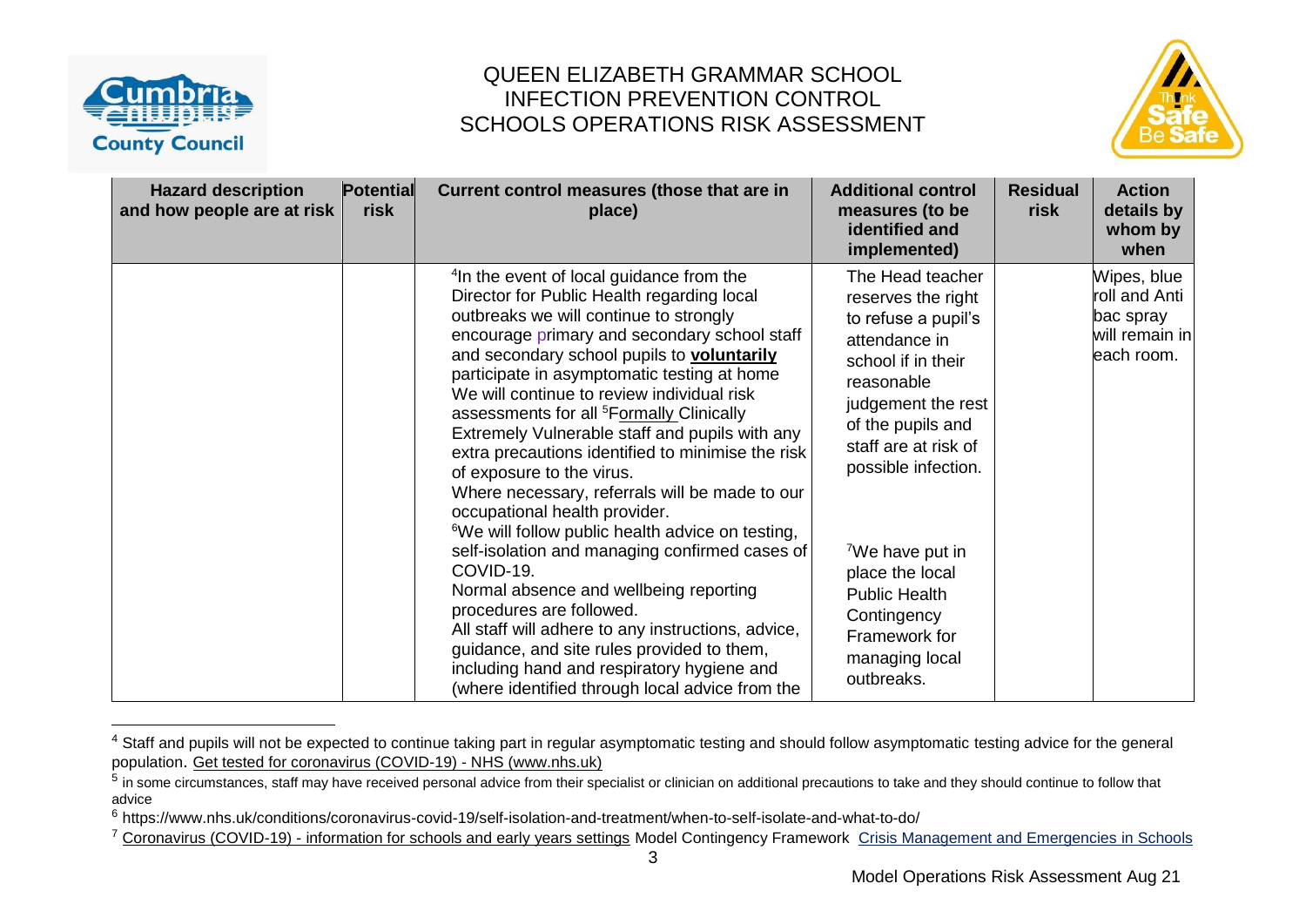# QUEEN ELIZABETH GRAMMAR SCHOOL
# INFECTION PREVENTION CONTROL
# SCHOOLS OPERATIONS RISK ASSESSMENT

| Hazard description and how people are at risk | Potential risk | Current control measures (those that are in place) | Additional control measures (to be identified and implemented) | Residual risk | Action details by whom by when |
|---|---|---|---|---|---|
| | | [4]In the event of local guidance from the Director for Public Health regarding local outbreaks we will continue to strongly encourage primary and secondary school staff and secondary school pupils to **voluntarily** participate in asymptomatic testing at home<br>We will continue to review individual risk assessments for all [5]Formally Clinically Extremely Vulnerable staff and pupils with any extra precautions identified to minimise the risk of exposure to the virus.<br>Where necessary, referrals will be made to our occupational health provider.<br>[6]We will follow public health advice on testing, self-isolation and managing confirmed cases of COVID-19.<br>Normal absence and wellbeing reporting procedures are followed.<br>All staff will adhere to any instructions, advice, guidance, and site rules provided to them, including hand and respiratory hygiene and (where identified through local advice from the | The Head teacher reserves the right to refuse a pupil's attendance in school if in their reasonable judgement the rest of the pupils and staff are at risk of possible infection.<br><br>[7]We have put in place the local Public Health Contingency Framework for managing local outbreaks. | | Wipes, blue roll and Anti bac spray will remain in each room. |

[4] Staff and pupils will not be expected to continue taking part in regular asymptomatic testing and should follow asymptomatic testing advice for the general population. Get tested for coronavirus (COVID-19) - NHS (www.nhs.uk)

[5] in some circumstances, staff may have received personal advice from their specialist or clinician on additional precautions to take and they should continue to follow that advice

[6] https://www.nhs.uk/conditions/coronavirus-covid-19/self-isolation-and-treatment/when-to-self-isolate-and-what-to-do/

[7] Coronavirus (COVID-19) - information for schools and early years settings Model Contingency Framework Crisis Management and Emergencies in Schools

Model Operations Risk Assessment Aug 21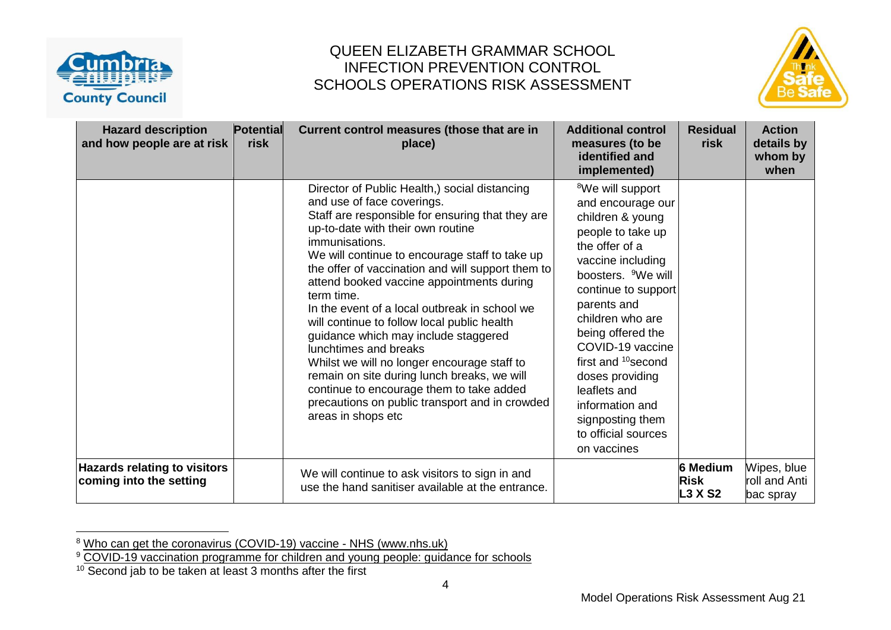QUEEN ELIZABETH GRAMMAR SCHOOL
INFECTION PREVENTION CONTROL
SCHOOLS OPERATIONS RISK ASSESSMENT

| Hazard description and how people are at risk | Potential risk | Current control measures (those that are in place) | Additional control measures (to be identified and implemented) | Residual risk | Action details by whom by when |
|---|---|---|---|---|---|
| | | Director of Public Health,) social distancing and use of face coverings.<br>Staff are responsible for ensuring that they are up-to-date with their own routine immunisations.<br>We will continue to encourage staff to take up the offer of vaccination and will support them to attend booked vaccine appointments during term time.<br>In the event of a local outbreak in school we will continue to follow local public health guidance which may include staggered lunchtimes and breaks<br>Whilst we will no longer encourage staff to remain on site during lunch breaks, we will continue to encourage them to take added precautions on public transport and in crowded areas in shops etc | [8]We will support and encourage our children & young people to take up the offer of a vaccine including boosters. [9]We will continue to support parents and children who are being offered the COVID-19 vaccine first and [10]second doses providing leaflets and information and signposting them to official sources on vaccines | | |
| **Hazards relating to visitors coming into the setting** | | We will continue to ask visitors to sign in and use the hand sanitiser available at the entrance. | | **6 Medium Risk L3 X S2** | Wipes, blue roll and Anti bac spray |

[8] Who can get the coronavirus (COVID-19) vaccine - NHS (www.nhs.uk)

[9] COVID-19 vaccination programme for children and young people: guidance for schools

[10] Second jab to be taken at least 3 months after the first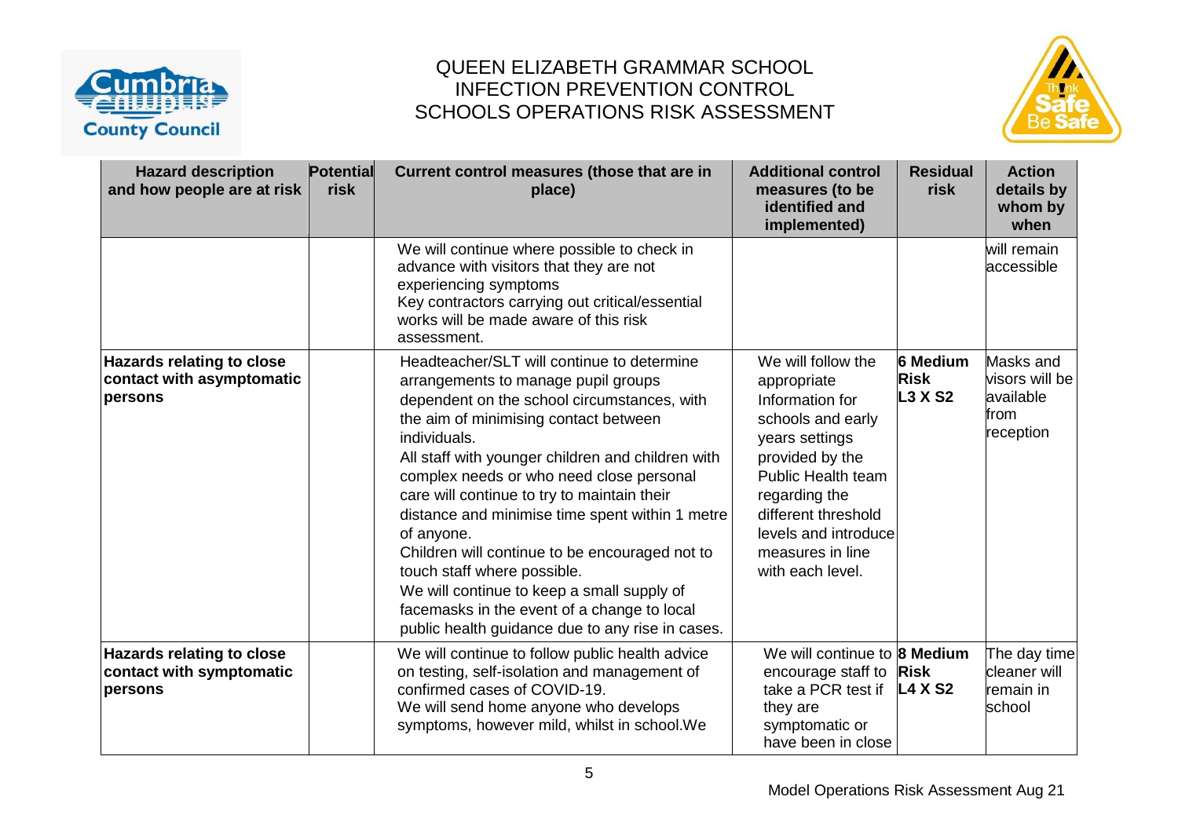# QUEEN ELIZABETH GRAMMAR SCHOOL
# INFECTION PREVENTION CONTROL
# SCHOOLS OPERATIONS RISK ASSESSMENT

| Hazard description and how people are at risk | Potential risk | Current control measures (those that are in place) | Additional control measures (to be identified and implemented) | Residual risk | Action details by whom by when |
|---|---|---|---|---|---|
| | | We will continue where possible to check in advance with visitors that they are not experiencing symptoms<br>Key contractors carrying out critical/essential works will be made aware of this risk assessment. | | | will remain accessible |
| **Hazards relating to close contact with asymptomatic persons** | | Headteacher/SLT will continue to determine arrangements to manage pupil groups dependent on the school circumstances, with the aim of minimising contact between individuals.<br>All staff with younger children and children with complex needs or who need close personal care will continue to try to maintain their distance and minimise time spent within 1 metre of anyone.<br>Children will continue to be encouraged not to touch staff where possible.<br>We will continue to keep a small supply of facemasks in the event of a change to local public health guidance due to any rise in cases. | We will follow the appropriate Information for schools and early years settings provided by the Public Health team regarding the different threshold levels and introduce measures in line with each level. | **6 Medium Risk L3 X S2** | Masks and visors will be available from reception |
| **Hazards relating to close contact with symptomatic persons** | | We will continue to follow public health advice on testing, self-isolation and management of confirmed cases of COVID-19.<br>We will send home anyone who develops symptoms, however mild, whilst in school.We | We will continue to encourage staff to take a PCR test if they are symptomatic or have been in close | **8 Medium Risk L4 X S2** | The day time cleaner will remain in school |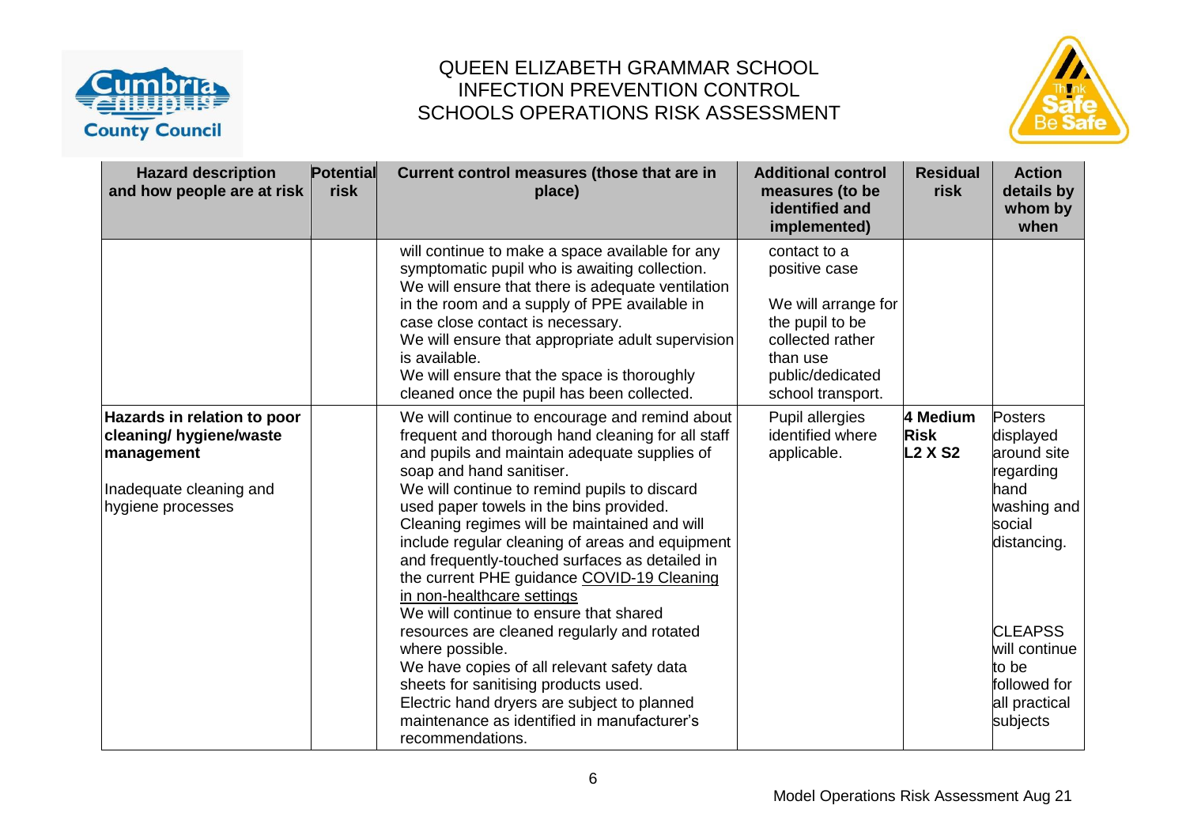# QUEEN ELIZABETH GRAMMAR SCHOOL
# INFECTION PREVENTION CONTROL
# SCHOOLS OPERATIONS RISK ASSESSMENT

| Hazard description and how people are at risk | Potential risk | Current control measures (those that are in place) | Additional control measures (to be identified and implemented) | Residual risk | Action details by whom by when |
|---|---|---|---|---|---|
| | | will continue to make a space available for any symptomatic pupil who is awaiting collection.<br>We will ensure that there is adequate ventilation in the room and a supply of PPE available in case close contact is necessary.<br>We will ensure that appropriate adult supervision is available.<br>We will ensure that the space is thoroughly cleaned once the pupil has been collected. | contact to a positive case<br><br>We will arrange for the pupil to be collected rather than use public/dedicated school transport. | | |
| **Hazards in relation to poor cleaning/ hygiene/waste management**<br><br>Inadequate cleaning and hygiene processes | | We will continue to encourage and remind about frequent and thorough hand cleaning for all staff and pupils and maintain adequate supplies of soap and hand sanitiser.<br>We will continue to remind pupils to discard used paper towels in the bins provided.<br>Cleaning regimes will be maintained and will include regular cleaning of areas and equipment and frequently-touched surfaces as detailed in the current PHE guidance COVID-19 Cleaning in non-healthcare settings<br>We will continue to ensure that shared resources are cleaned regularly and rotated where possible.<br>We have copies of all relevant safety data sheets for sanitising products used.<br>Electric hand dryers are subject to planned maintenance as identified in manufacturer's recommendations. | Pupil allergies identified where applicable. | **4 Medium Risk L2 X S2** | Posters displayed around site regarding hand washing and social distancing.<br><br>CLEAPSS will continue to be followed for all practical subjects |

Model Operations Risk Assessment Aug 21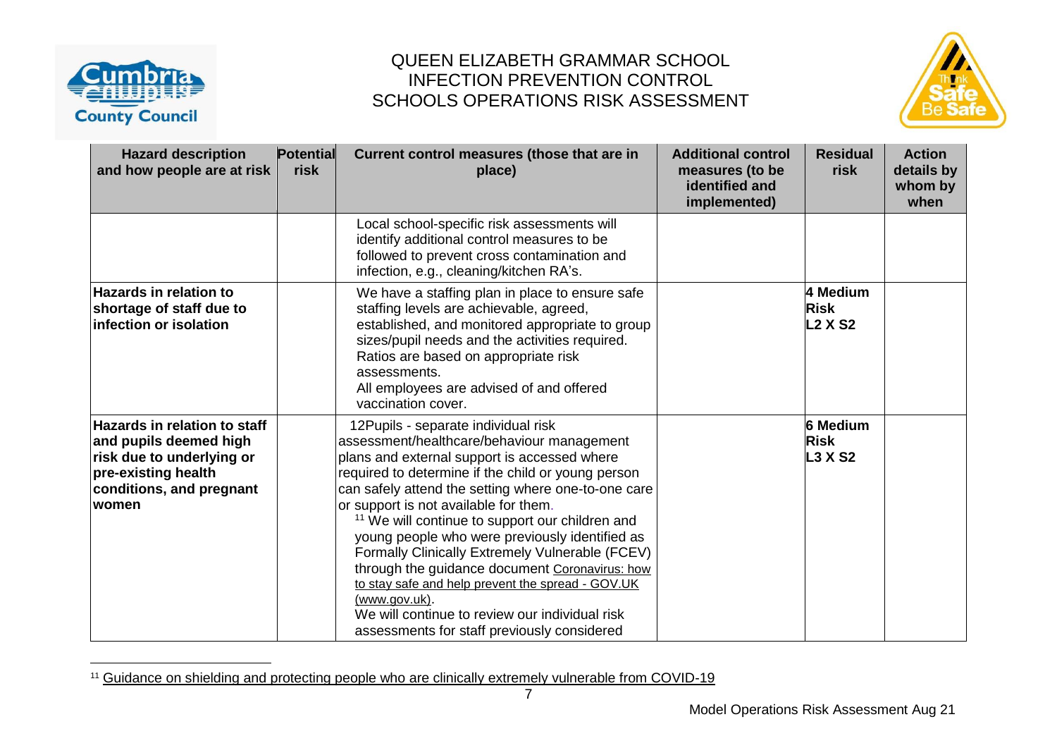# QUEEN ELIZABETH GRAMMAR SCHOOL
# INFECTION PREVENTION CONTROL
# SCHOOLS OPERATIONS RISK ASSESSMENT

| Hazard description and how people are at risk | Potential risk | Current control measures (those that are in place) | Additional control measures (to be identified and implemented) | Residual risk | Action details by whom by when |
|---|---|---|---|---|---|
| | | Local school-specific risk assessments will identify additional control measures to be followed to prevent cross contamination and infection, e.g., cleaning/kitchen RA's. | | | |
| **Hazards in relation to shortage of staff due to infection or isolation** | | We have a staffing plan in place to ensure safe staffing levels are achievable, agreed, established, and monitored appropriate to group sizes/pupil needs and the activities required. Ratios are based on appropriate risk assessments.<br>All employees are advised of and offered vaccination cover. | | **4 Medium Risk L2 X S2** | |
| **Hazards in relation to staff and pupils deemed high risk due to underlying or pre-existing health conditions, and pregnant women** | | 12Pupils - separate individual risk assessment/healthcare/behaviour management plans and external support is accessed where required to determine if the child or young person can safely attend the setting where one-to-one care or support is not available for them.<br>[11] We will continue to support our children and young people who were previously identified as Formally Clinically Extremely Vulnerable (FCEV) through the guidance document Coronavirus: how to stay safe and help prevent the spread - GOV.UK (www.gov.uk).<br>We will continue to review our individual risk assessments for staff previously considered | | **6 Medium Risk L3 X S2** | |

[11] Guidance on shielding and protecting people who are clinically extremely vulnerable from COVID-19

Model Operations Risk Assessment Aug 21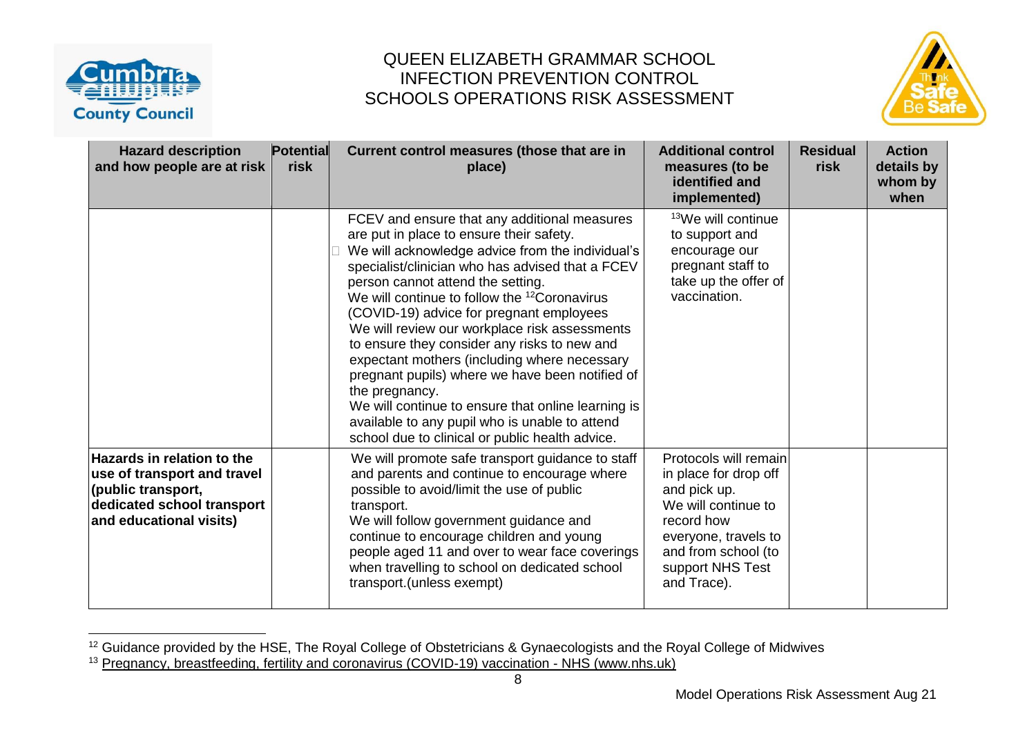QUEEN ELIZABETH GRAMMAR SCHOOL
INFECTION PREVENTION CONTROL
SCHOOLS OPERATIONS RISK ASSESSMENT

| Hazard description and how people are at risk | Potential risk | Current control measures (those that are in place) | Additional control measures (to be identified and implemented) | Residual risk | Action details by whom by when |
|---|---|---|---|---|---|
| | | FCEV and ensure that any additional measures are put in place to ensure their safety.<br>We will acknowledge advice from the individual's specialist/clinician who has advised that a FCEV person cannot attend the setting.<br>We will continue to follow the [12]Coronavirus (COVID-19) advice for pregnant employees<br>We will review our workplace risk assessments to ensure they consider any risks to new and expectant mothers (including where necessary pregnant pupils) where we have been notified of the pregnancy.<br>We will continue to ensure that online learning is available to any pupil who is unable to attend school due to clinical or public health advice. | [13]We will continue to support and encourage our pregnant staff to take up the offer of vaccination. | | |
| **Hazards in relation to the use of transport and travel (public transport, dedicated school transport and educational visits)** | | We will promote safe transport guidance to staff and parents and continue to encourage where possible to avoid/limit the use of public transport.<br>We will follow government guidance and continue to encourage children and young people aged 11 and over to wear face coverings when travelling to school on dedicated school transport.(unless exempt) | Protocols will remain in place for drop off and pick up.<br>We will continue to record how everyone, travels to and from school (to support NHS Test and Trace). | | |

[12] Guidance provided by the HSE, The Royal College of Obstetricians & Gynaecologists and the Royal College of Midwives

[13] Pregnancy, breastfeeding, fertility and coronavirus (COVID-19) vaccination - NHS (www.nhs.uk)

Model Operations Risk Assessment Aug 21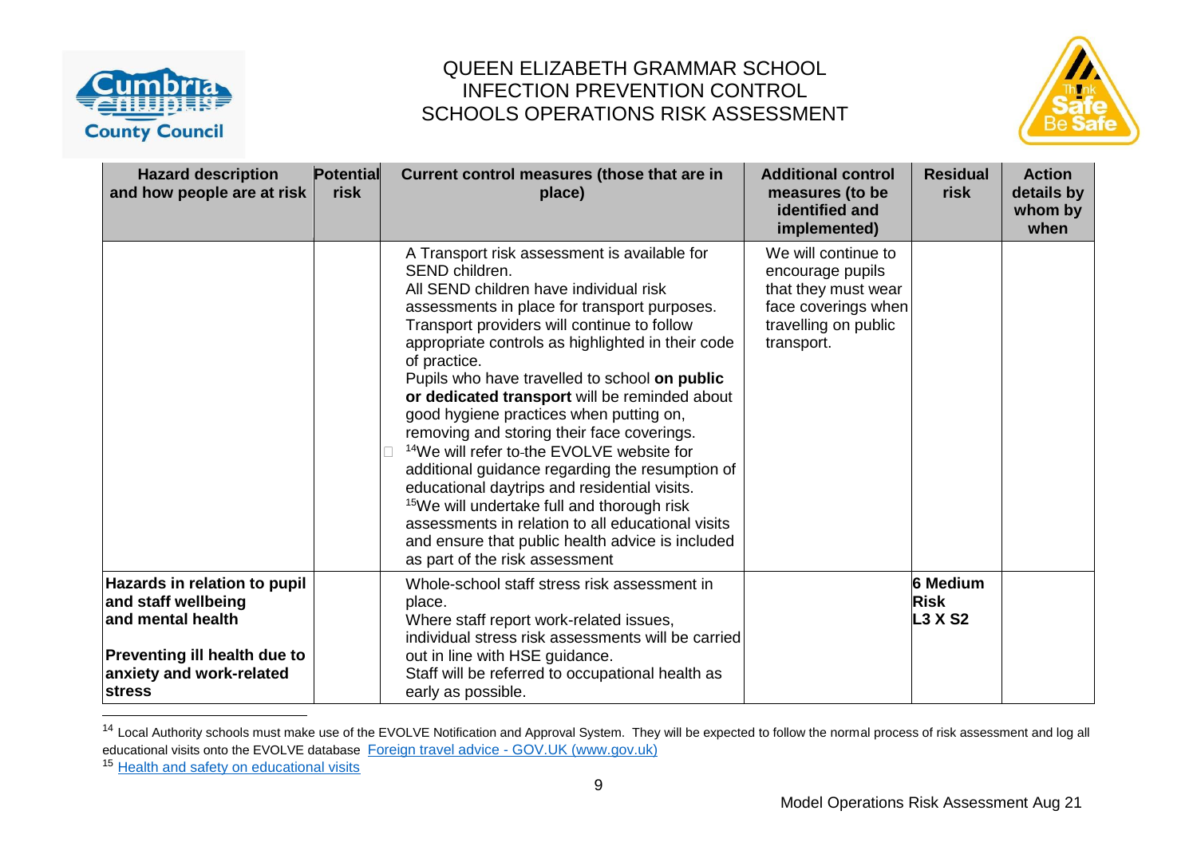| Hazard description and how people are at risk | Potential risk | Current control measures (those that are in place) | Additional control measures (to be identified and implemented) | Residual risk | Action details by whom by when |
|---|---|---|---|---|---|
| | | A Transport risk assessment is available for SEND children.<br>All SEND children have individual risk assessments in place for transport purposes.<br>Transport providers will continue to follow appropriate controls as highlighted in their code of practice.<br>Pupils who have travelled to school **on public or dedicated transport** will be reminded about good hygiene practices when putting on, removing and storing their face coverings.<br>[14]We will refer to-the EVOLVE website for additional guidance regarding the resumption of educational daytrips and residential visits.<br>[15]We will undertake full and thorough risk assessments in relation to all educational visits and ensure that public health advice is included as part of the risk assessment | We will continue to encourage pupils that they must wear face coverings when travelling on public transport. | | |
| **Hazards in relation to pupil and staff wellbeing and mental health**<br><br>**Preventing ill health due to anxiety and work-related stress** | | Whole-school staff stress risk assessment in place.<br>Where staff report work-related issues, individual stress risk assessments will be carried out in line with HSE guidance.<br>Staff will be referred to occupational health as early as possible. | | **6 Medium Risk L3 X S2** | |

[14] Local Authority schools must make use of the EVOLVE Notification and Approval System. They will be expected to follow the normal process of risk assessment and log all educational visits onto the EVOLVE database [Foreign travel advice - GOV.UK (www.gov.uk)]

[15] [Health and safety on educational visits]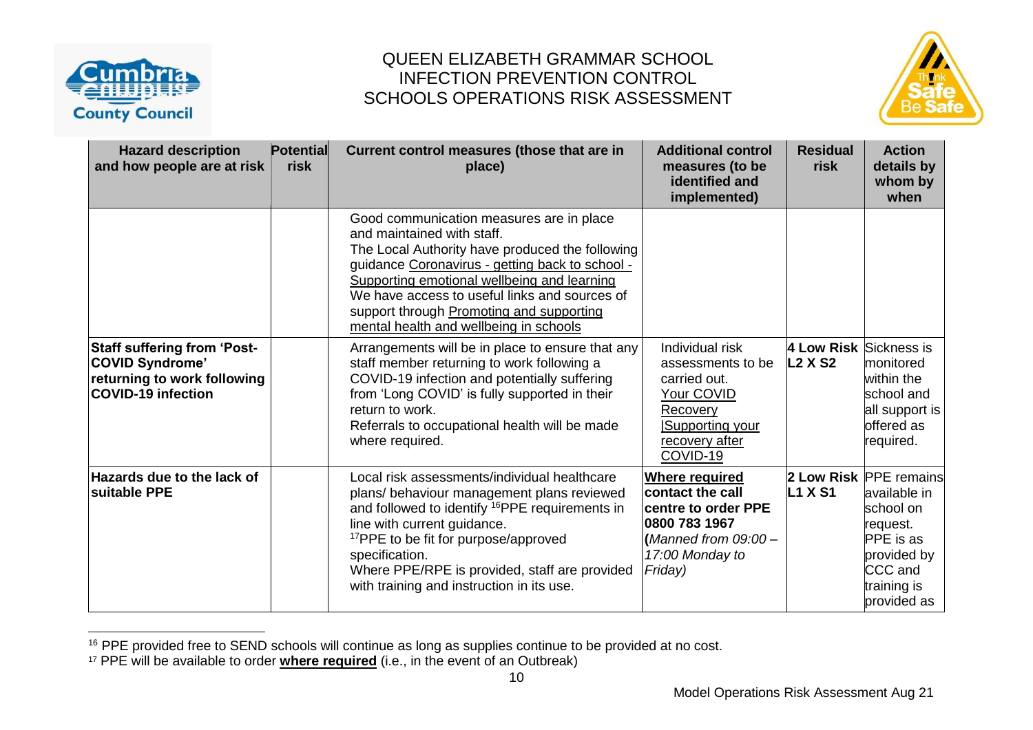| Hazard description and how people are at risk | Potential risk | Current control measures (those that are in place) | Additional control measures (to be identified and implemented) | Residual risk | Action details by whom by when |
|---|---|---|---|---|---|
| | | Good communication measures are in place and maintained with staff. The Local Authority have produced the following guidance Coronavirus - getting back to school - Supporting emotional wellbeing and learning We have access to useful links and sources of support through Promoting and supporting mental health and wellbeing in schools | | | |
| **Staff suffering from 'Post-COVID Syndrome' returning to work following COVID-19 infection** | | Arrangements will be in place to ensure that any staff member returning to work following a COVID-19 infection and potentially suffering from 'Long COVID' is fully supported in their return to work. Referrals to occupational health will be made where required. | Individual risk assessments to be carried out. Your COVID Recovery \|Supporting your recovery after COVID-19 | **4 Low Risk L2 X S2** | Sickness is monitored within the school and all support is offered as required. |
| **Hazards due to the lack of suitable PPE** | | Local risk assessments/individual healthcare plans/ behaviour management plans reviewed and followed to identify [16]PPE requirements in line with current guidance. [17]PPE to be fit for purpose/approved specification. Where PPE/RPE is provided, staff are provided with training and instruction in its use. | **Where required contact the call centre to order PPE 0800 783 1967 (***Manned from 09:00 – 17:00 Monday to Friday)* | **2 Low Risk L1 X S1** | PPE remains available in school on request. PPE is as provided by CCC and training is provided as |

[16] PPE provided free to SEND schools will continue as long as supplies continue to be provided at no cost.

[17] PPE will be available to order **where required** (i.e., in the event of an Outbreak)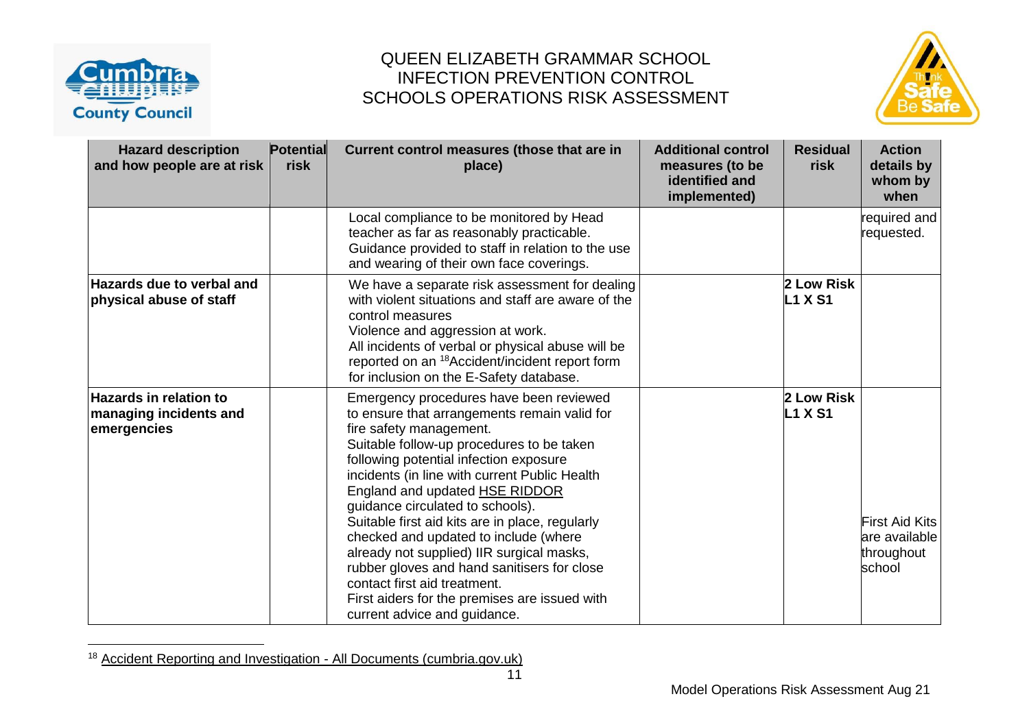# QUEEN ELIZABETH GRAMMAR SCHOOL
# INFECTION PREVENTION CONTROL
# SCHOOLS OPERATIONS RISK ASSESSMENT

| Hazard description and how people are at risk | Potential risk | Current control measures (those that are in place) | Additional control measures (to be identified and implemented) | Residual risk | Action details by whom by when |
|---|---|---|---|---|---|
| | | Local compliance to be monitored by Head teacher as far as reasonably practicable. Guidance provided to staff in relation to the use and wearing of their own face coverings. | | | required and requested. |
| **Hazards due to verbal and physical abuse of staff** | | We have a separate risk assessment for dealing with violent situations and staff are aware of the control measures Violence and aggression at work. All incidents of verbal or physical abuse will be reported on an [18]Accident/incident report form for inclusion on the E-Safety database. | | **2 Low Risk L1 X S1** | |
| **Hazards in relation to managing incidents and emergencies** | | Emergency procedures have been reviewed to ensure that arrangements remain valid for fire safety management. Suitable follow-up procedures to be taken following potential infection exposure incidents (in line with current Public Health England and updated HSE RIDDOR guidance circulated to schools). Suitable first aid kits are in place, regularly checked and updated to include (where already not supplied) IIR surgical masks, rubber gloves and hand sanitisers for close contact first aid treatment. First aiders for the premises are issued with current advice and guidance. | | **2 Low Risk L1 X S1** | First Aid Kits are available throughout school |

[18] Accident Reporting and Investigation - All Documents (cumbria.gov.uk)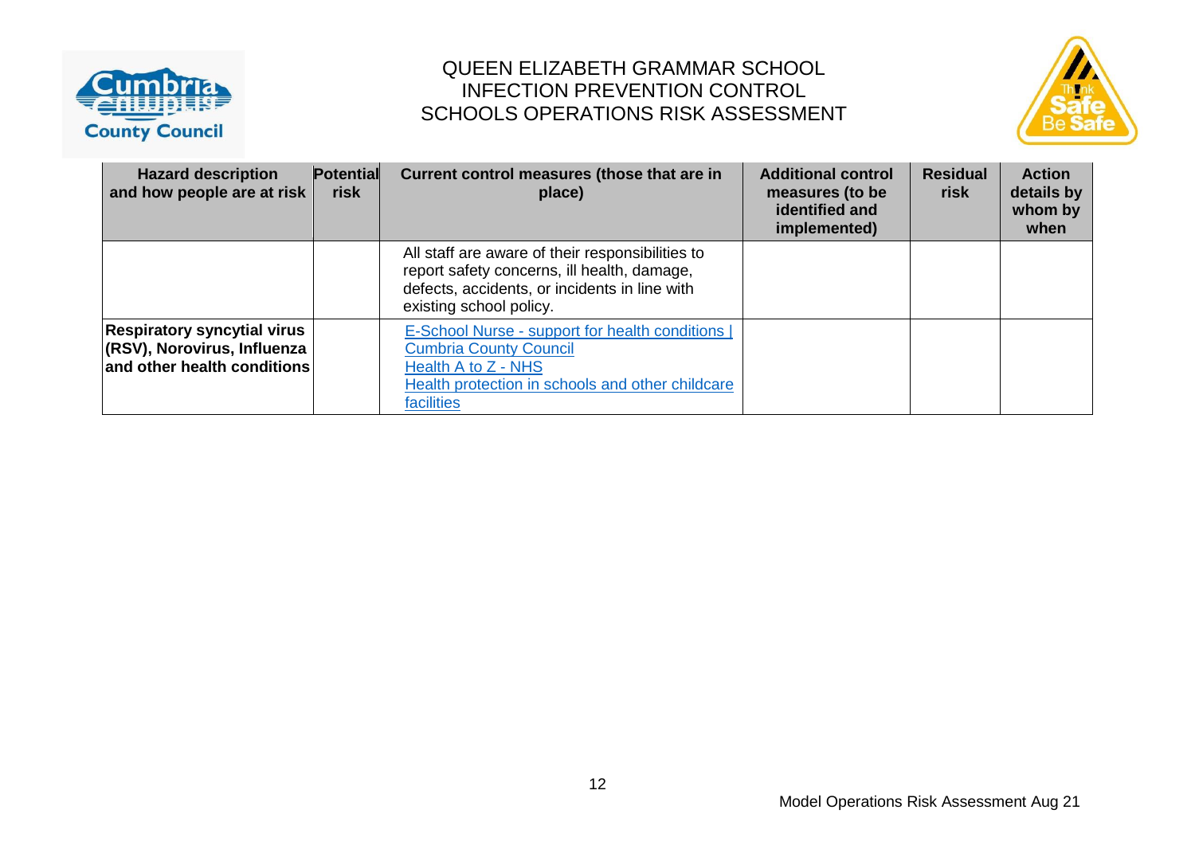| Hazard description and how people are at risk | Potential risk | Current control measures (those that are in place) | Additional control measures (to be identified and implemented) | Residual risk | Action details by whom by when |
|---|---|---|---|---|---|
| | | All staff are aware of their responsibilities to report safety concerns, ill health, damage, defects, accidents, or incidents in line with existing school policy. | | | |
| **Respiratory syncytial virus (RSV), Norovirus, Influenza and other health conditions** | | E-School Nurse - support for health conditions \| Cumbria County Council<br>Health A to Z - NHS<br>Health protection in schools and other childcare facilities | | | |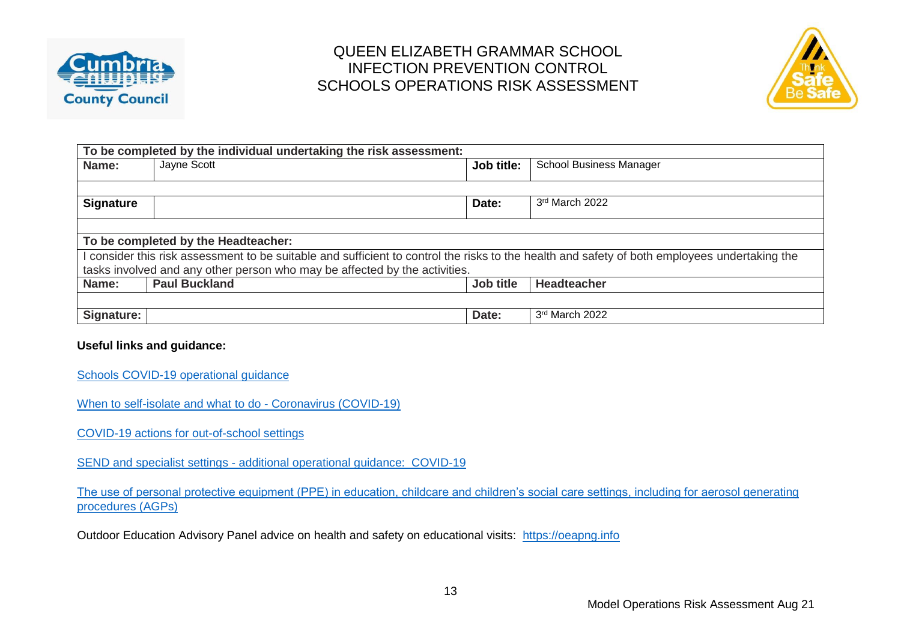# QUEEN ELIZABETH GRAMMAR SCHOOL
# INFECTION PREVENTION CONTROL
# SCHOOLS OPERATIONS RISK ASSESSMENT

| | | | |
|---|---|---|---|
| **To be completed by the individual undertaking the risk assessment:** | | | |
| **Name:** | Jayne Scott | **Job title:** | School Business Manager |
| | | | |
| **Signature** | | **Date:** | 3rd March 2022 |
| | | | |
| **To be completed by the Headteacher:** | | | |
| I consider this risk assessment to be suitable and sufficient to control the risks to the health and safety of both employees undertaking the tasks involved and any other person who may be affected by the activities. | | | |
| **Name:** | **Paul Buckland** | **Job title** | **Headteacher** |
| | | | |
| **Signature:** | | **Date:** | 3rd March 2022 |

**Useful links and guidance:**

Schools COVID-19 operational guidance

When to self-isolate and what to do - Coronavirus (COVID-19)

COVID-19 actions for out-of-school settings

SEND and specialist settings - additional operational guidance: COVID-19

The use of personal protective equipment (PPE) in education, childcare and children's social care settings, including for aerosol generating procedures (AGPs)

Outdoor Education Advisory Panel advice on health and safety on educational visits: https://oeapng.info